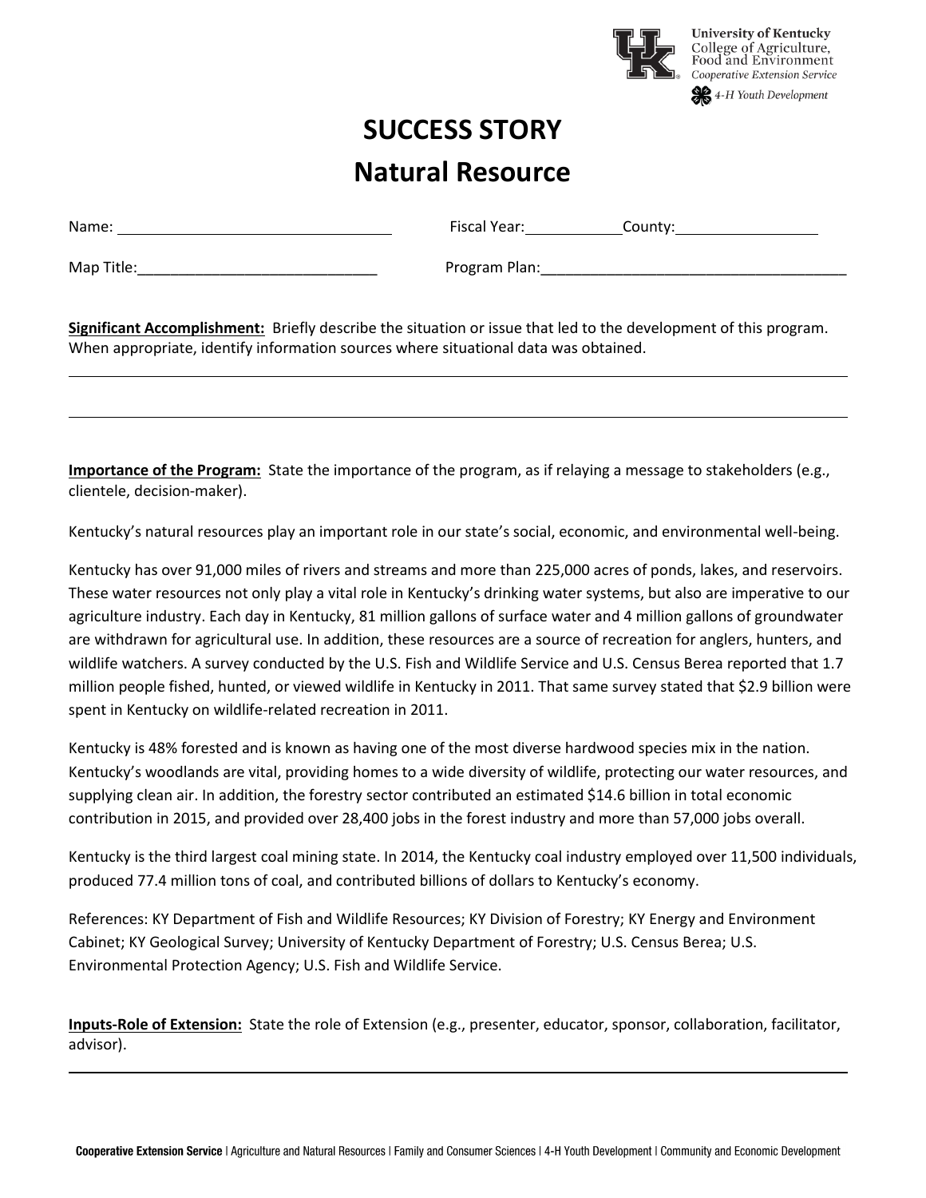University of Kentucky
College of Agriculture, Food and Environment
Cooperative Extension Service
4-H Youth Development

# SUCCESS STORY

## Natural Resource

Name: ______________________ Fiscal Year: __________ County: ______________

Map Title: ______________________ Program Plan: ______________________

**Significant Accomplishment:** Briefly describe the situation or issue that led to the development of this program. When appropriate, identify information sources where situational data was obtained.

______________________________________________________________________

______________________________________________________________________

**Importance of the Program:** State the importance of the program, as if relaying a message to stakeholders (e.g., clientele, decision-maker).

Kentucky's natural resources play an important role in our state's social, economic, and environmental well-being.

Kentucky has over 91,000 miles of rivers and streams and more than 225,000 acres of ponds, lakes, and reservoirs. These water resources not only play a vital role in Kentucky's drinking water systems, but also are imperative to our agriculture industry. Each day in Kentucky, 81 million gallons of surface water and 4 million gallons of groundwater are withdrawn for agricultural use. In addition, these resources are a source of recreation for anglers, hunters, and wildlife watchers. A survey conducted by the U.S. Fish and Wildlife Service and U.S. Census Berea reported that 1.7 million people fished, hunted, or viewed wildlife in Kentucky in 2011. That same survey stated that $2.9 billion were spent in Kentucky on wildlife-related recreation in 2011.

Kentucky is 48% forested and is known as having one of the most diverse hardwood species mix in the nation. Kentucky's woodlands are vital, providing homes to a wide diversity of wildlife, protecting our water resources, and supplying clean air. In addition, the forestry sector contributed an estimated $14.6 billion in total economic contribution in 2015, and provided over 28,400 jobs in the forest industry and more than 57,000 jobs overall.

Kentucky is the third largest coal mining state. In 2014, the Kentucky coal industry employed over 11,500 individuals, produced 77.4 million tons of coal, and contributed billions of dollars to Kentucky's economy.

References: KY Department of Fish and Wildlife Resources; KY Division of Forestry; KY Energy and Environment Cabinet; KY Geological Survey; University of Kentucky Department of Forestry; U.S. Census Berea; U.S. Environmental Protection Agency; U.S. Fish and Wildlife Service.

**Inputs-Role of Extension:** State the role of Extension (e.g., presenter, educator, sponsor, collaboration, facilitator, advisor).

______________________________________________________________________

**Cooperative Extension Service** | Agriculture and Natural Resources | Family and Consumer Sciences | 4-H Youth Development | Community and Economic Development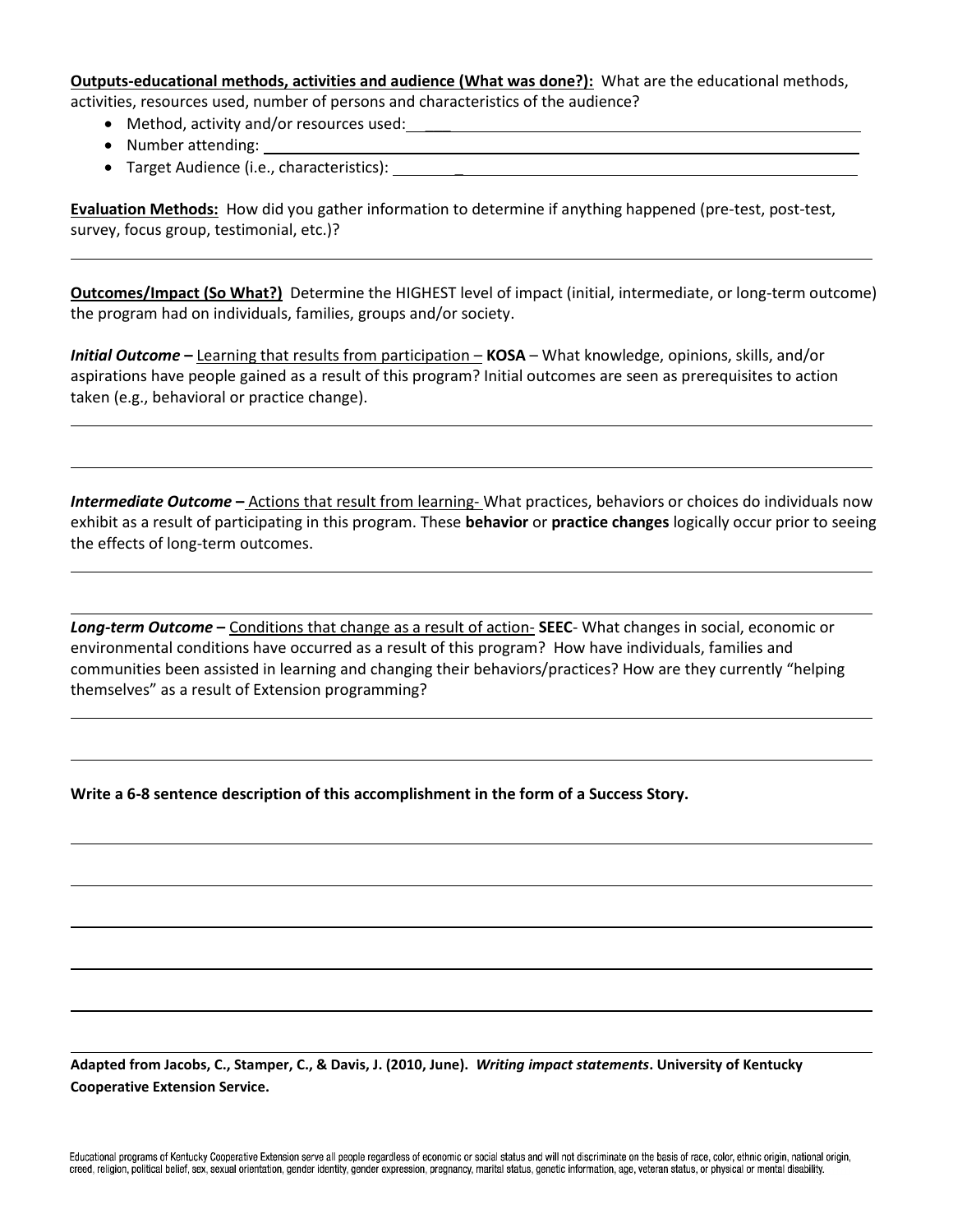**<u>Outputs-educational methods, activities and audience (What was done?):</u>** What are the educational methods, activities, resources used, number of persons and characteristics of the audience?

- Method, activity and/or resources used: ___
- Number attending: ___
- Target Audience (i.e., characteristics): ___

**<u>Evaluation Methods:</u>** How did you gather information to determine if anything happened (pre-test, post-test, survey, focus group, testimonial, etc.)?

---

**<u>Outcomes/Impact (So What?)</u>** Determine the HIGHEST level of impact (initial, intermediate, or long-term outcome) the program had on individuals, families, groups and/or society.

***Initial Outcome* –** <u>Learning that results from participation –</u> **KOSA** – What knowledge, opinions, skills, and/or aspirations have people gained as a result of this program? Initial outcomes are seen as prerequisites to action taken (e.g., behavioral or practice change).

---

---

***Intermediate Outcome* –** <u>Actions that result from learning-</u> What practices, behaviors or choices do individuals now exhibit as a result of participating in this program. These **behavior** or **practice changes** logically occur prior to seeing the effects of long-term outcomes.

---

---

***Long-term Outcome* –** <u>Conditions that change as a result of action-</u> **SEEC**- What changes in social, economic or environmental conditions have occurred as a result of this program? How have individuals, families and communities been assisted in learning and changing their behaviors/practices? How are they currently "helping themselves" as a result of Extension programming?

---

---

**Write a 6-8 sentence description of this accomplishment in the form of a Success Story.**

---

---

---

---

---

---

**Adapted from Jacobs, C., Stamper, C., & Davis, J. (2010, June).** ***Writing impact statements*. University of Kentucky Cooperative Extension Service.**

Educational programs of Kentucky Cooperative Extension serve all people regardless of economic or social status and will not discriminate on the basis of race, color, ethnic origin, national origin, creed, religion, political belief, sex, sexual orientation, gender identity, gender expression, pregnancy, marital status, genetic information, age, veteran status, or physical or mental disability.